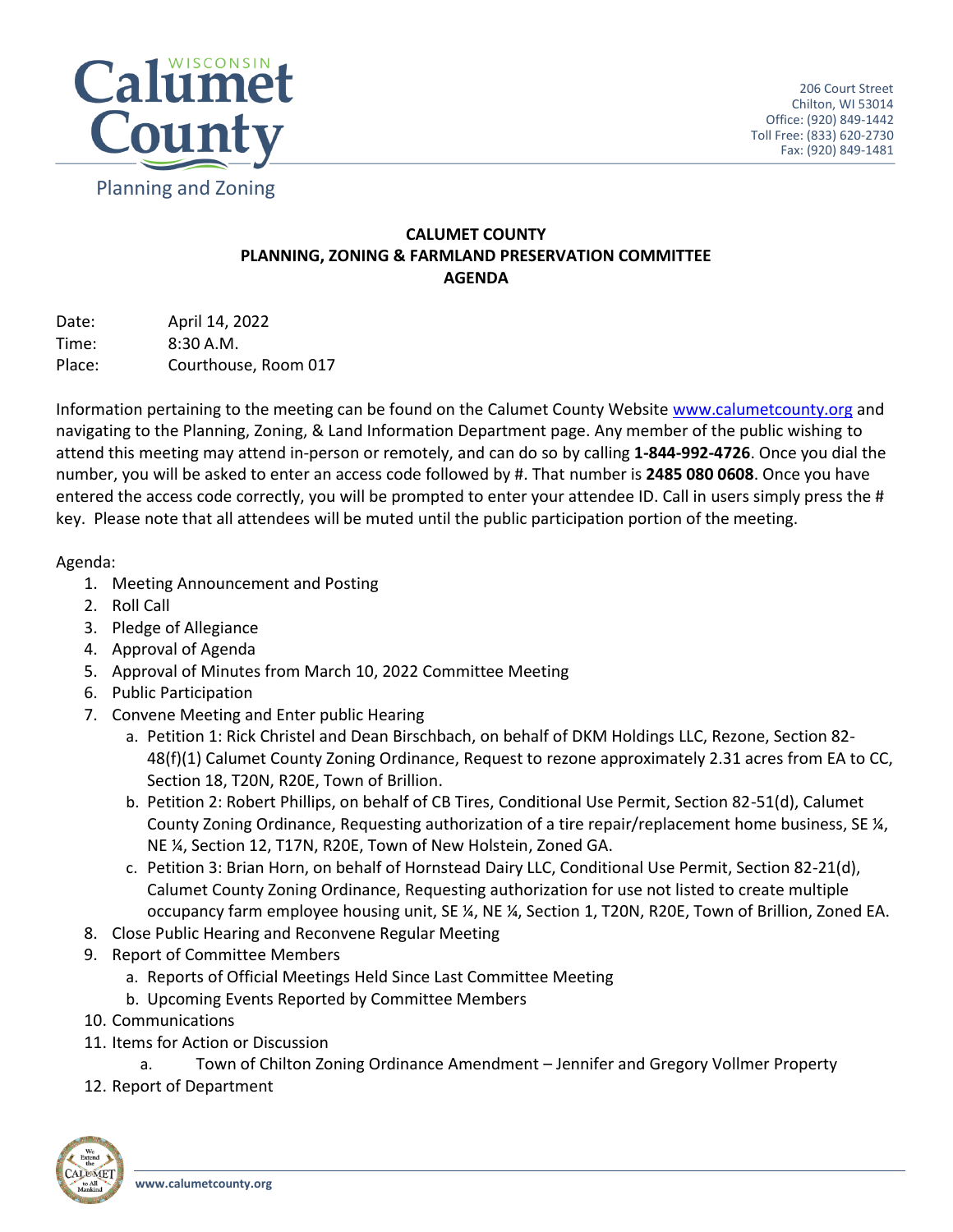Calumet County
WISCONSIN
Planning and Zoning

206 Court Street
Chilton, WI 53014
Office: (920) 849-1442
Toll Free: (833) 620-2730
Fax: (920) 849-1481

# CALUMET COUNTY
## PLANNING, ZONING & FARMLAND PRESERVATION COMMITTEE
## AGENDA

Date: April 14, 2022
Time: 8:30 A.M.
Place: Courthouse, Room 017

Information pertaining to the meeting can be found on the Calumet County Website www.calumetcounty.org and navigating to the Planning, Zoning, & Land Information Department page. Any member of the public wishing to attend this meeting may attend in-person or remotely, and can do so by calling **1-844-992-4726**. Once you dial the number, you will be asked to enter an access code followed by #. That number is **2485 080 0608**. Once you have entered the access code correctly, you will be prompted to enter your attendee ID. Call in users simply press the # key. Please note that all attendees will be muted until the public participation portion of the meeting.

Agenda:

1. Meeting Announcement and Posting
2. Roll Call
3. Pledge of Allegiance
4. Approval of Agenda
5. Approval of Minutes from March 10, 2022 Committee Meeting
6. Public Participation
7. Convene Meeting and Enter public Hearing
   a. Petition 1: Rick Christel and Dean Birschbach, on behalf of DKM Holdings LLC, Rezone, Section 82-48(f)(1) Calumet County Zoning Ordinance, Request to rezone approximately 2.31 acres from EA to CC, Section 18, T20N, R20E, Town of Brillion.
   b. Petition 2: Robert Phillips, on behalf of CB Tires, Conditional Use Permit, Section 82-51(d), Calumet County Zoning Ordinance, Requesting authorization of a tire repair/replacement home business, SE ¼, NE ¼, Section 12, T17N, R20E, Town of New Holstein, Zoned GA.
   c. Petition 3: Brian Horn, on behalf of Hornstead Dairy LLC, Conditional Use Permit, Section 82-21(d), Calumet County Zoning Ordinance, Requesting authorization for use not listed to create multiple occupancy farm employee housing unit, SE ¼, NE ¼, Section 1, T20N, R20E, Town of Brillion, Zoned EA.
8. Close Public Hearing and Reconvene Regular Meeting
9. Report of Committee Members
   a. Reports of Official Meetings Held Since Last Committee Meeting
   b. Upcoming Events Reported by Committee Members
10. Communications
11. Items for Action or Discussion
    a. Town of Chilton Zoning Ordinance Amendment – Jennifer and Gregory Vollmer Property
12. Report of Department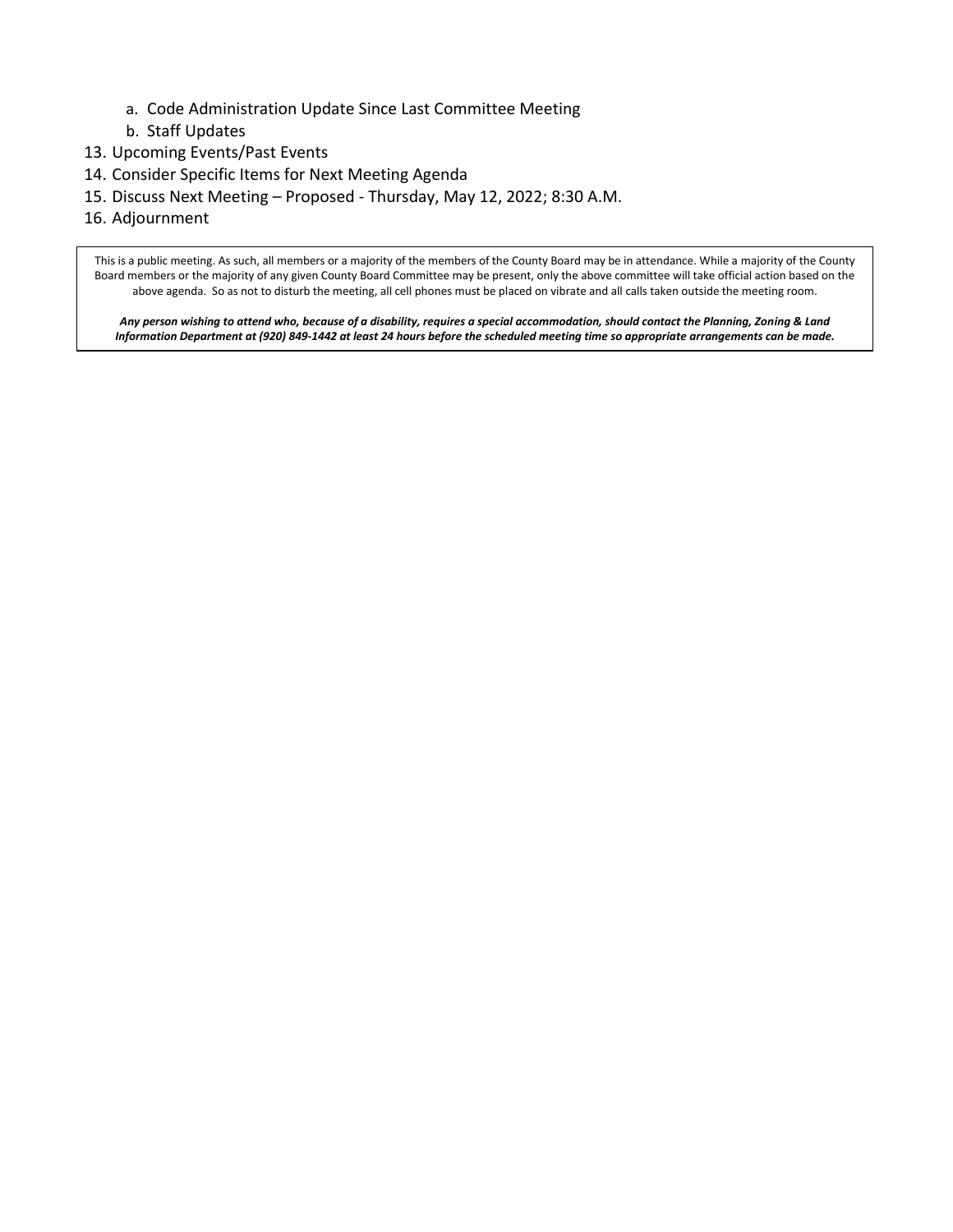a. Code Administration Update Since Last Committee Meeting
    b. Staff Updates

13. Upcoming Events/Past Events
14. Consider Specific Items for Next Meeting Agenda
15. Discuss Next Meeting – Proposed - Thursday, May 12, 2022; 8:30 A.M.
16. Adjournment

This is a public meeting. As such, all members or a majority of the members of the County Board may be in attendance. While a majority of the County Board members or the majority of any given County Board Committee may be present, only the above committee will take official action based on the above agenda. So as not to disturb the meeting, all cell phones must be placed on vibrate and all calls taken outside the meeting room.

***Any person wishing to attend who, because of a disability, requires a special accommodation, should contact the Planning, Zoning & Land Information Department at (920) 849-1442 at least 24 hours before the scheduled meeting time so appropriate arrangements can be made.***